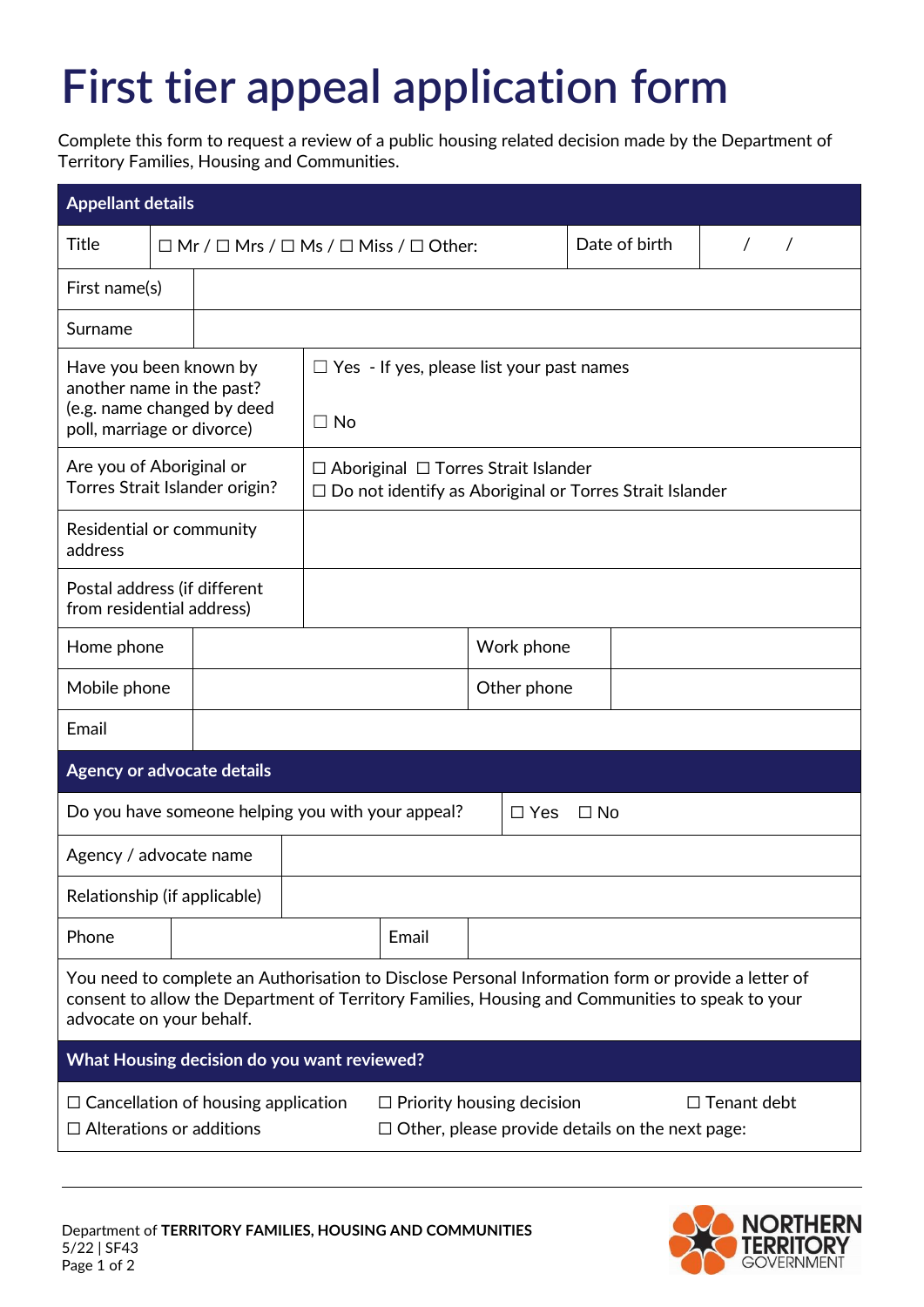# First tier appeal application form

Complete this form to request a review of a public housing related decision made by the Department of Territory Families, Housing and Communities.

| Appellant details | | | |
|---|---|---|---|
| Title | ☐ Mr / ☐ Mrs / ☐ Ms / ☐ Miss / ☐ Other: | Date of birth | / / |
| First name(s) | | | |
| Surname | | | |
| Have you been known by another name in the past? (e.g. name changed by deed poll, marriage or divorce) | ☐ Yes - If yes, please list your past names<br>☐ No | | |
| Are you of Aboriginal or Torres Strait Islander origin? | ☐ Aboriginal ☐ Torres Strait Islander<br>☐ Do not identify as Aboriginal or Torres Strait Islander | | |
| Residential or community address | | | |
| Postal address (if different from residential address) | | | |
| Home phone | | Work phone | |
| Mobile phone | | Other phone | |
| Email | | | |

| Agency or advocate details | | | |
|---|---|---|---|
| Do you have someone helping you with your appeal? | ☐ Yes ☐ No | | |
| Agency / advocate name | | | |
| Relationship (if applicable) | | | |
| Phone | | Email | |
| You need to complete an Authorisation to Disclose Personal Information form or provide a letter of consent to allow the Department of Territory Families, Housing and Communities to speak to your advocate on your behalf. | | | |

| What Housing decision do you want reviewed? | | |
|---|---|---|
| ☐ Cancellation of housing application | ☐ Priority housing decision | ☐ Tenant debt |
| ☐ Alterations or additions | ☐ Other, please provide details on the next page: | |

Department of **TERRITORY FAMILIES, HOUSING AND COMMUNITIES**
5/22 | SF43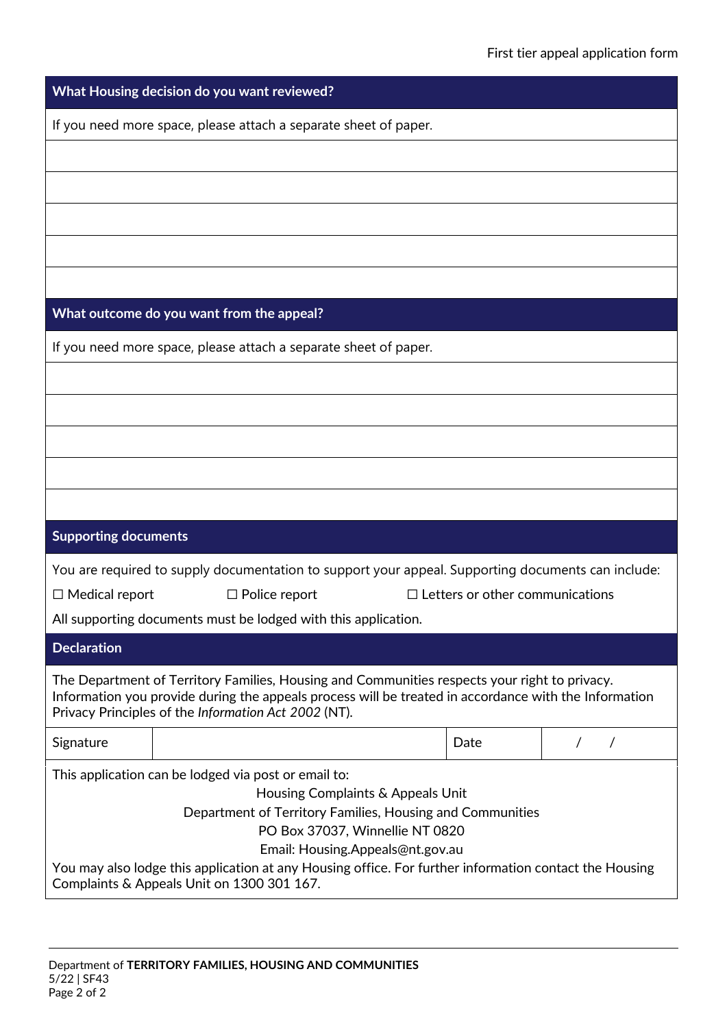First tier appeal application form

## What Housing decision do you want reviewed?

If you need more space, please attach a separate sheet of paper.

## What outcome do you want from the appeal?

If you need more space, please attach a separate sheet of paper.

## Supporting documents

You are required to supply documentation to support your appeal. Supporting documents can include:

☐ Medical report ☐ Police report ☐ Letters or other communications

All supporting documents must be lodged with this application.

## Declaration

The Department of Territory Families, Housing and Communities respects your right to privacy. Information you provide during the appeals process will be treated in accordance with the Information Privacy Principles of the *Information Act 2002* (NT).

| Signature | | Date | / / |
|---|---|---|---|

This application can be lodged via post or email to:

Housing Complaints & Appeals Unit
Department of Territory Families, Housing and Communities
PO Box 37037, Winnellie NT 0820
Email: Housing.Appeals@nt.gov.au

You may also lodge this application at any Housing office. For further information contact the Housing Complaints & Appeals Unit on 1300 301 167.

Department of **TERRITORY FAMILIES, HOUSING AND COMMUNITIES**
5/22 | SF43